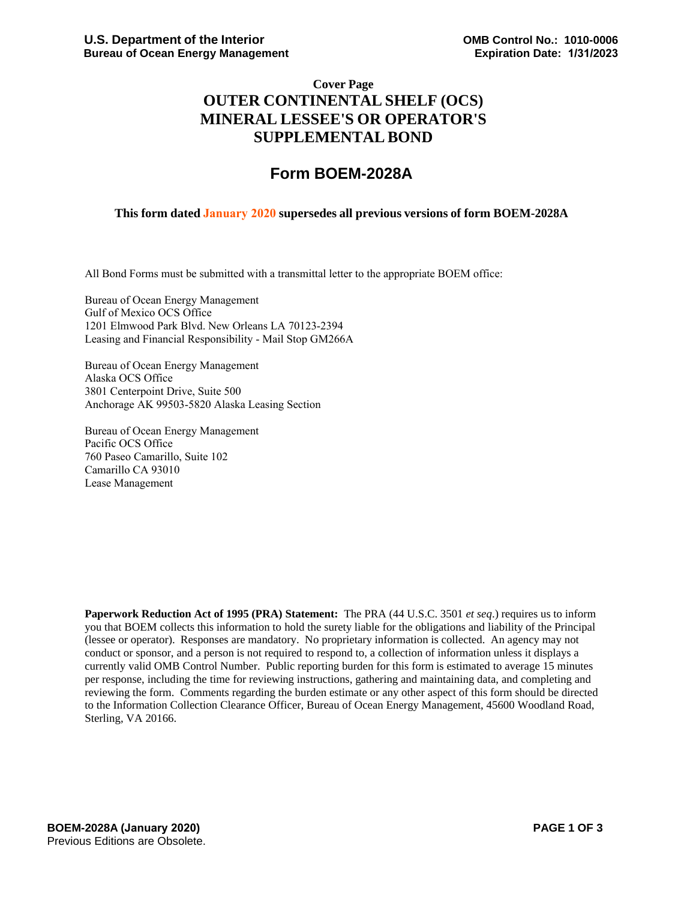U.S. Department of the Interior
Bureau of Ocean Energy Management

OMB Control No.: 1010-0006
Expiration Date: 1/31/2023

### Cover Page

# OUTER CONTINENTAL SHELF (OCS) MINERAL LESSEE'S OR OPERATOR'S SUPPLEMENTAL BOND

## Form BOEM-2028A

**This form dated January 2020 supersedes all previous versions of form BOEM-2028A**

All Bond Forms must be submitted with a transmittal letter to the appropriate BOEM office:

Bureau of Ocean Energy Management
Gulf of Mexico OCS Office
1201 Elmwood Park Blvd. New Orleans LA 70123-2394
Leasing and Financial Responsibility - Mail Stop GM266A

Bureau of Ocean Energy Management
Alaska OCS Office
3801 Centerpoint Drive, Suite 500
Anchorage AK 99503-5820 Alaska Leasing Section

Bureau of Ocean Energy Management
Pacific OCS Office
760 Paseo Camarillo, Suite 102
Camarillo CA 93010
Lease Management

**Paperwork Reduction Act of 1995 (PRA) Statement:** The PRA (44 U.S.C. 3501 *et seq*.) requires us to inform you that BOEM collects this information to hold the surety liable for the obligations and liability of the Principal (lessee or operator). Responses are mandatory. No proprietary information is collected. An agency may not conduct or sponsor, and a person is not required to respond to, a collection of information unless it displays a currently valid OMB Control Number. Public reporting burden for this form is estimated to average 15 minutes per response, including the time for reviewing instructions, gathering and maintaining data, and completing and reviewing the form. Comments regarding the burden estimate or any other aspect of this form should be directed to the Information Collection Clearance Officer, Bureau of Ocean Energy Management, 45600 Woodland Road, Sterling, VA 20166.

**BOEM-2028A (January 2020)**
Previous Editions are Obsolete.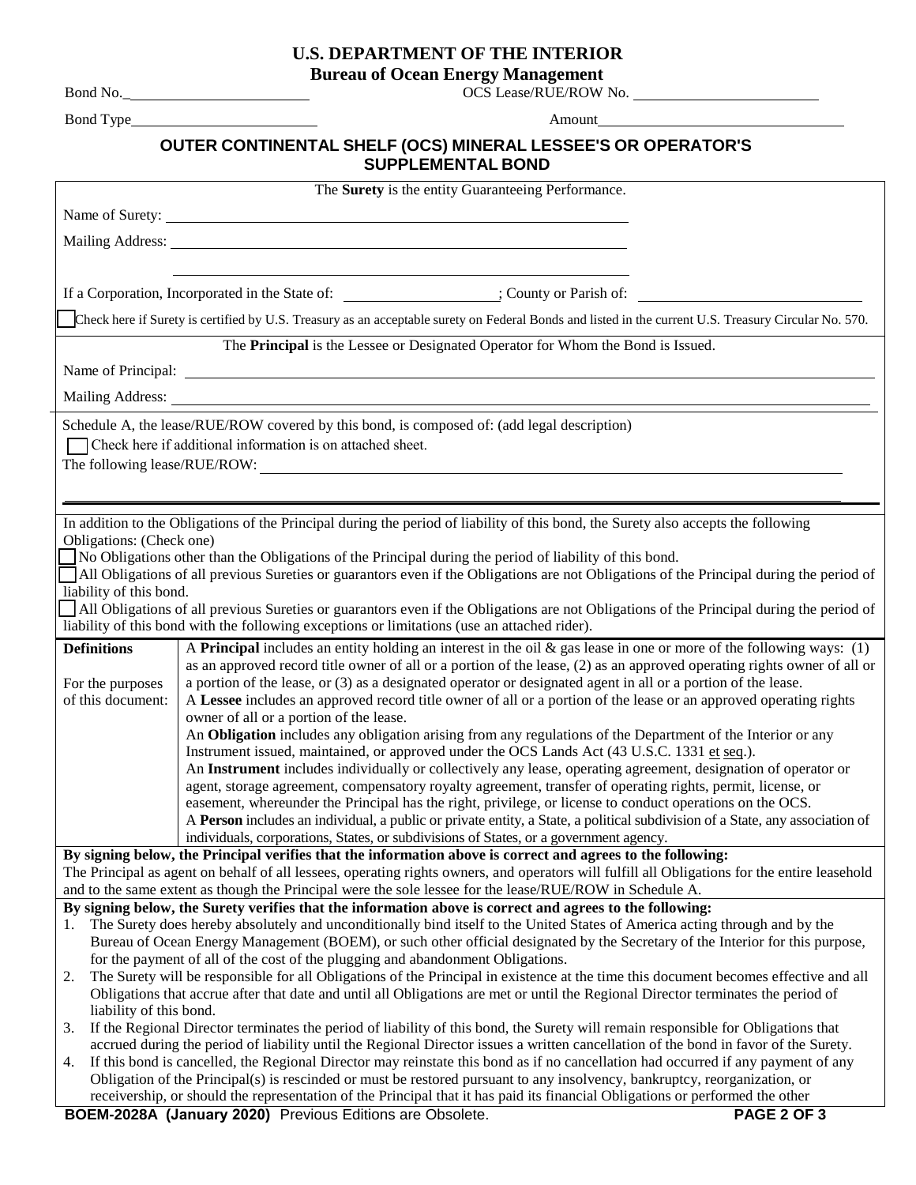# U.S. DEPARTMENT OF THE INTERIOR

## Bureau of Ocean Energy Management

Bond No.\_\_\_\_\_\_\_\_\_\_\_\_\_\_\_\_\_\_\_\_\_\_\_\_ OCS Lease/RUE/ROW No. \_\_\_\_\_\_\_\_\_\_\_\_\_\_\_\_\_\_\_\_\_\_\_\_

Bond Type\_\_\_\_\_\_\_\_\_\_\_\_\_\_\_\_\_\_\_\_\_\_\_\_ Amount\_\_\_\_\_\_\_\_\_\_\_\_\_\_\_\_\_\_\_\_\_\_\_\_\_\_\_\_\_\_\_\_

## OUTER CONTINENTAL SHELF (OCS) MINERAL LESSEE'S OR OPERATOR'S SUPPLEMENTAL BOND

The **Surety** is the entity Guaranteeing Performance.

Name of Surety: \_\_\_\_\_\_\_\_\_\_\_\_\_\_\_\_\_\_\_\_\_\_\_\_\_\_\_\_\_\_\_\_\_\_\_\_\_\_\_\_\_\_\_\_\_\_\_\_\_\_\_\_

Mailing Address: \_\_\_\_\_\_\_\_\_\_\_\_\_\_\_\_\_\_\_\_\_\_\_\_\_\_\_\_\_\_\_\_\_\_\_\_\_\_\_\_\_\_\_\_\_\_\_\_\_\_\_\_

\_\_\_\_\_\_\_\_\_\_\_\_\_\_\_\_\_\_\_\_\_\_\_\_\_\_\_\_\_\_\_\_\_\_\_\_\_\_\_\_\_\_\_\_\_\_\_\_\_\_\_\_

If a Corporation, Incorporated in the State of: \_\_\_\_\_\_\_\_\_\_\_\_\_\_\_\_\_\_\_\_; County or Parish of: \_\_\_\_\_\_\_\_\_\_\_\_\_\_\_\_\_\_\_\_\_\_\_\_\_\_\_\_\_\_

☐ Check here if Surety is certified by U.S. Treasury as an acceptable surety on Federal Bonds and listed in the current U.S. Treasury Circular No. 570.

The **Principal** is the Lessee or Designated Operator for Whom the Bond is Issued.

Name of Principal: \_\_\_\_\_\_\_\_\_\_\_\_\_\_\_\_\_\_\_\_\_\_\_\_\_\_\_\_\_\_\_\_\_\_\_\_\_\_\_\_\_\_\_\_\_\_\_\_\_\_\_\_\_\_\_\_\_\_\_\_

Mailing Address: \_\_\_\_\_\_\_\_\_\_\_\_\_\_\_\_\_\_\_\_\_\_\_\_\_\_\_\_\_\_\_\_\_\_\_\_\_\_\_\_\_\_\_\_\_\_\_\_\_\_\_\_\_\_\_\_\_\_\_\_

Schedule A, the lease/RUE/ROW covered by this bond, is composed of: (add legal description)

☐ Check here if additional information is on attached sheet.

The following lease/RUE/ROW: \_\_\_\_\_\_\_\_\_\_\_\_\_\_\_\_\_\_\_\_\_\_\_\_\_\_\_\_\_\_\_\_\_\_\_\_\_\_\_\_\_\_\_\_\_\_\_\_\_\_\_\_

In addition to the Obligations of the Principal during the period of liability of this bond, the Surety also accepts the following Obligations: (Check one)

☐ No Obligations other than the Obligations of the Principal during the period of liability of this bond.

☐ All Obligations of all previous Sureties or guarantors even if the Obligations are not Obligations of the Principal during the period of liability of this bond.

☐ All Obligations of all previous Sureties or guarantors even if the Obligations are not Obligations of the Principal during the period of liability of this bond with the following exceptions or limitations (use an attached rider).

| **Definitions** For the purposes of this document: | A **Principal** includes an entity holding an interest in the oil & gas lease in one or more of the following ways: (1) as an approved record title owner of all or a portion of the lease, (2) as an approved operating rights owner of all or a portion of the lease, or (3) as a designated operator or designated agent in all or a portion of the lease. A **Lessee** includes an approved record title owner of all or a portion of the lease or an approved operating rights owner of all or a portion of the lease. An **Obligation** includes any obligation arising from any regulations of the Department of the Interior or any Instrument issued, maintained, or approved under the OCS Lands Act (43 U.S.C. 1331 et seq.). An **Instrument** includes individually or collectively any lease, operating agreement, designation of operator or agent, storage agreement, compensatory royalty agreement, transfer of operating rights, permit, license, or easement, whereunder the Principal has the right, privilege, or license to conduct operations on the OCS. A **Person** includes an individual, a public or private entity, a State, a political subdivision of a State, any association of individuals, corporations, States, or subdivisions of States, or a government agency. |
|---|---|

**By signing below, the Principal verifies that the information above is correct and agrees to the following:**

The Principal as agent on behalf of all lessees, operating rights owners, and operators will fulfill all Obligations for the entire leasehold and to the same extent as though the Principal were the sole lessee for the lease/RUE/ROW in Schedule A.

**By signing below, the Surety verifies that the information above is correct and agrees to the following:**

1. The Surety does hereby absolutely and unconditionally bind itself to the United States of America acting through and by the Bureau of Ocean Energy Management (BOEM), or such other official designated by the Secretary of the Interior for this purpose, for the payment of all of the cost of the plugging and abandonment Obligations.
2. The Surety will be responsible for all Obligations of the Principal in existence at the time this document becomes effective and all Obligations that accrue after that date and until all Obligations are met or until the Regional Director terminates the period of liability of this bond.
3. If the Regional Director terminates the period of liability of this bond, the Surety will remain responsible for Obligations that accrued during the period of liability until the Regional Director issues a written cancellation of the bond in favor of the Surety.
4. If this bond is cancelled, the Regional Director may reinstate this bond as if no cancellation had occurred if any payment of any Obligation of the Principal(s) is rescinded or must be restored pursuant to any insolvency, bankruptcy, reorganization, or receivership, or should the representation of the Principal that it has paid its financial Obligations or performed the other

BOEM-2028A (January 2020) Previous Editions are Obsolete.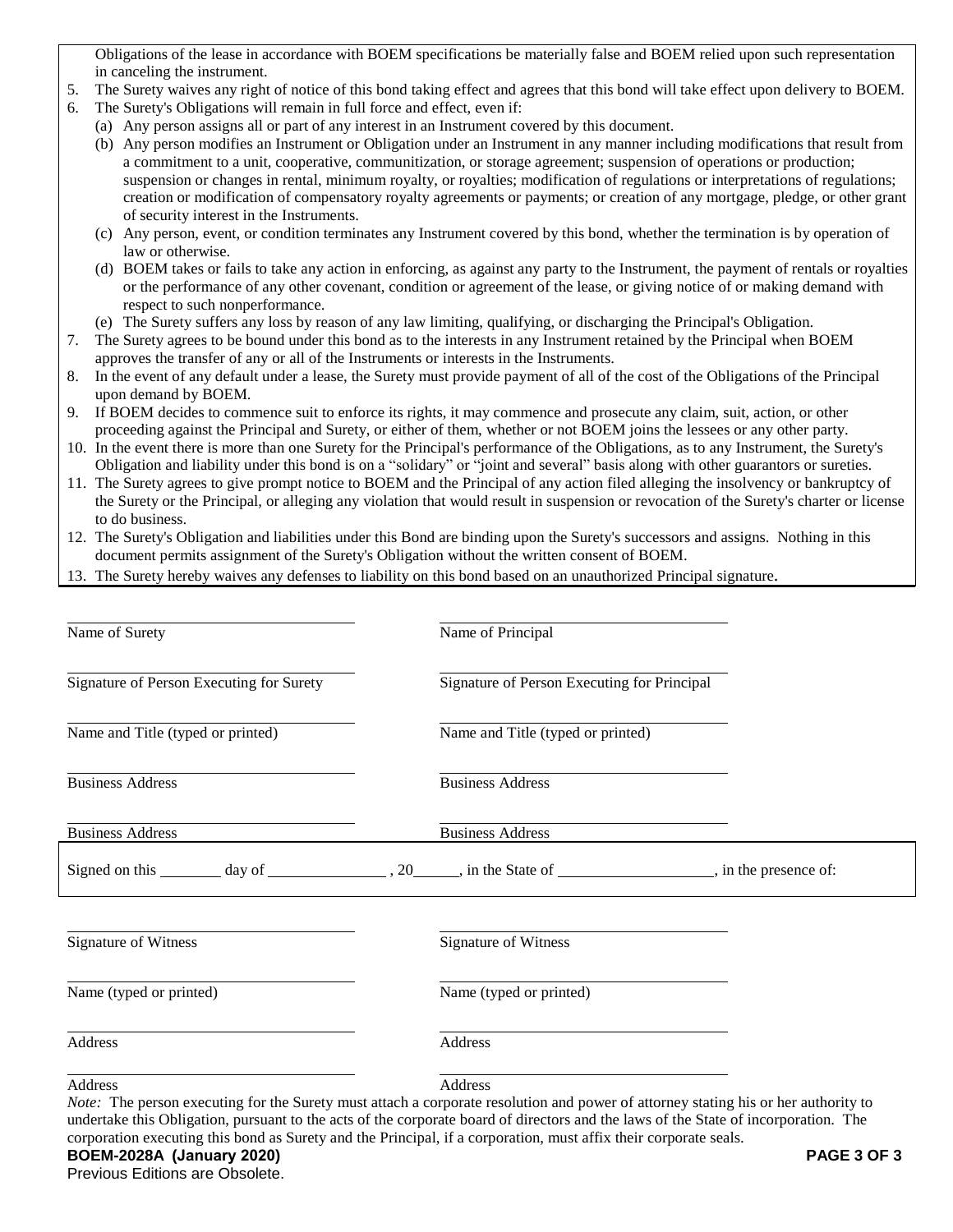Obligations of the lease in accordance with BOEM specifications be materially false and BOEM relied upon such representation in canceling the instrument.

5. The Surety waives any right of notice of this bond taking effect and agrees that this bond will take effect upon delivery to BOEM.
6. The Surety's Obligations will remain in full force and effect, even if:
   (a) Any person assigns all or part of any interest in an Instrument covered by this document.
   (b) Any person modifies an Instrument or Obligation under an Instrument in any manner including modifications that result from a commitment to a unit, cooperative, communitization, or storage agreement; suspension of operations or production; suspension or changes in rental, minimum royalty, or royalties; modification of regulations or interpretations of regulations; creation or modification of compensatory royalty agreements or payments; or creation of any mortgage, pledge, or other grant of security interest in the Instruments.
   (c) Any person, event, or condition terminates any Instrument covered by this bond, whether the termination is by operation of law or otherwise.
   (d) BOEM takes or fails to take any action in enforcing, as against any party to the Instrument, the payment of rentals or royalties or the performance of any other covenant, condition or agreement of the lease, or giving notice of or making demand with respect to such nonperformance.
   (e) The Surety suffers any loss by reason of any law limiting, qualifying, or discharging the Principal's Obligation.
7. The Surety agrees to be bound under this bond as to the interests in any Instrument retained by the Principal when BOEM approves the transfer of any or all of the Instruments or interests in the Instruments.
8. In the event of any default under a lease, the Surety must provide payment of all of the cost of the Obligations of the Principal upon demand by BOEM.
9. If BOEM decides to commence suit to enforce its rights, it may commence and prosecute any claim, suit, action, or other proceeding against the Principal and Surety, or either of them, whether or not BOEM joins the lessees or any other party.
10. In the event there is more than one Surety for the Principal's performance of the Obligations, as to any Instrument, the Surety's Obligation and liability under this bond is on a "solidary" or "joint and several" basis along with other guarantors or sureties.
11. The Surety agrees to give prompt notice to BOEM and the Principal of any action filed alleging the insolvency or bankruptcy of the Surety or the Principal, or alleging any violation that would result in suspension or revocation of the Surety's charter or license to do business.
12. The Surety's Obligation and liabilities under this Bond are binding upon the Surety's successors and assigns. Nothing in this document permits assignment of the Surety's Obligation without the written consent of BOEM.
13. The Surety hereby waives any defenses to liability on this bond based on an unauthorized Principal signature.

| | |
|---|---|
| \_\_\_\_\_\_\_\_\_\_\_\_\_\_\_\_\_\_\_\_ Name of Surety | \_\_\_\_\_\_\_\_\_\_\_\_\_\_\_\_\_\_\_\_ Name of Principal |
| \_\_\_\_\_\_\_\_\_\_\_\_\_\_\_\_\_\_\_\_ Signature of Person Executing for Surety | \_\_\_\_\_\_\_\_\_\_\_\_\_\_\_\_\_\_\_\_ Signature of Person Executing for Principal |
| \_\_\_\_\_\_\_\_\_\_\_\_\_\_\_\_\_\_\_\_ Name and Title (typed or printed) | \_\_\_\_\_\_\_\_\_\_\_\_\_\_\_\_\_\_\_\_ Name and Title (typed or printed) |
| \_\_\_\_\_\_\_\_\_\_\_\_\_\_\_\_\_\_\_\_ Business Address | \_\_\_\_\_\_\_\_\_\_\_\_\_\_\_\_\_\_\_\_ Business Address |
| \_\_\_\_\_\_\_\_\_\_\_\_\_\_\_\_\_\_\_\_ Business Address | \_\_\_\_\_\_\_\_\_\_\_\_\_\_\_\_\_\_\_\_ Business Address |

Signed on this \_\_\_\_\_\_\_\_ day of \_\_\_\_\_\_\_\_\_\_\_\_\_\_\_\_ , 20\_\_\_\_\_\_, in the State of \_\_\_\_\_\_\_\_\_\_\_\_\_\_\_\_\_\_\_\_, in the presence of:

| | |
|---|---|
| \_\_\_\_\_\_\_\_\_\_\_\_\_\_\_\_\_\_\_\_ Signature of Witness | \_\_\_\_\_\_\_\_\_\_\_\_\_\_\_\_\_\_\_\_ Signature of Witness |
| \_\_\_\_\_\_\_\_\_\_\_\_\_\_\_\_\_\_\_\_ Name (typed or printed) | \_\_\_\_\_\_\_\_\_\_\_\_\_\_\_\_\_\_\_\_ Name (typed or printed) |
| \_\_\_\_\_\_\_\_\_\_\_\_\_\_\_\_\_\_\_\_ Address | \_\_\_\_\_\_\_\_\_\_\_\_\_\_\_\_\_\_\_\_ Address |
| \_\_\_\_\_\_\_\_\_\_\_\_\_\_\_\_\_\_\_\_ Address | \_\_\_\_\_\_\_\_\_\_\_\_\_\_\_\_\_\_\_\_ Address |

*Note:* The person executing for the Surety must attach a corporate resolution and power of attorney stating his or her authority to undertake this Obligation, pursuant to the acts of the corporate board of directors and the laws of the State of incorporation. The corporation executing this bond as Surety and the Principal, if a corporation, must affix their corporate seals.

**BOEM-2028A (January 2020)**

Previous Editions are Obsolete.